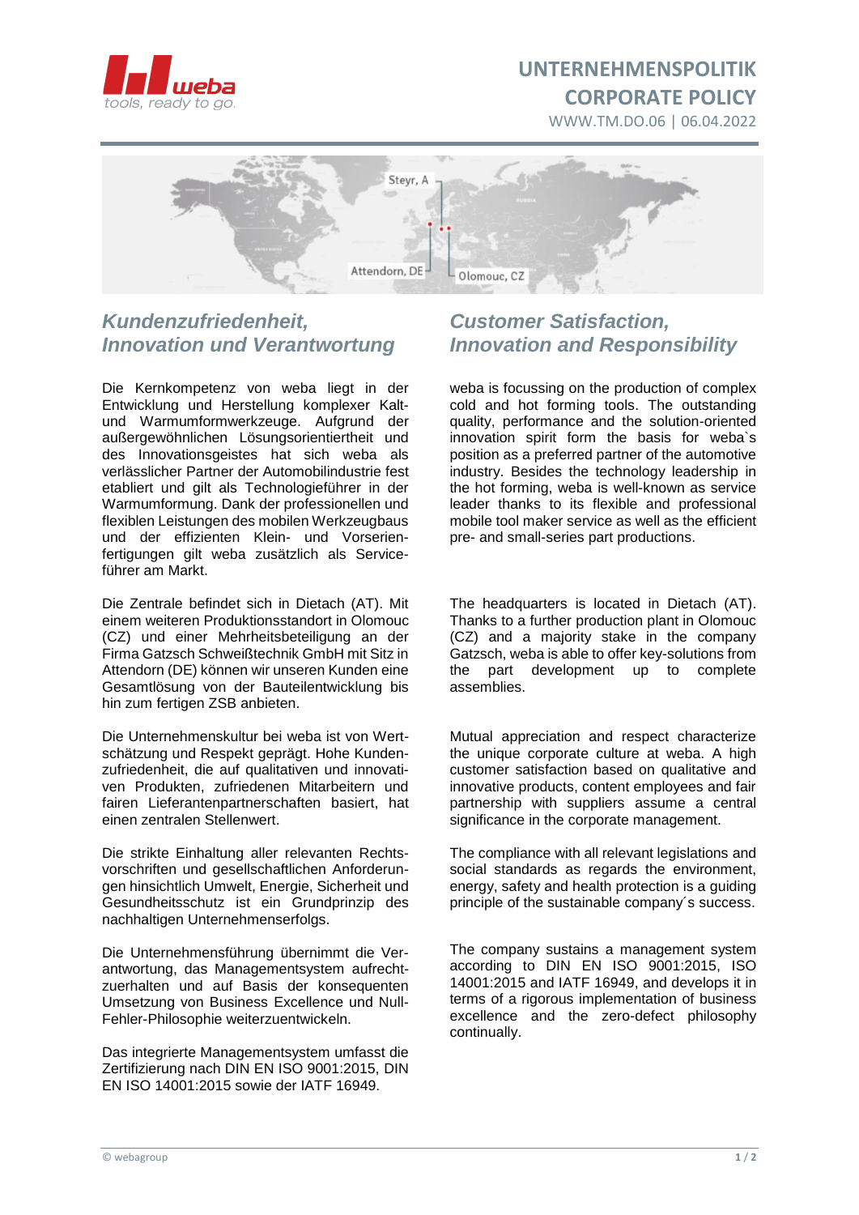# UNTERNEHMENSPOLITIK
# CORPORATE POLICY

WWW.TM.DO.06 | 06.04.2022

Steyr, A

Attendorn, DE

Olomouc, CZ

## *Kundenzufriedenheit, Innovation und Verantwortung*

Die Kernkompetenz von weba liegt in der Entwicklung und Herstellung komplexer Kalt- und Warmumformwerkzeuge. Aufgrund der außergewöhnlichen Lösungsorientiertheit und des Innovationsgeistes hat sich weba als verlässlicher Partner der Automobilindustrie fest etabliert und gilt als Technologieführer in der Warmumformung. Dank der professionellen und flexiblen Leistungen des mobilen Werkzeugbaus und der effizienten Klein- und Vorserienfertigungen gilt weba zusätzlich als Serviceführer am Markt.

Die Zentrale befindet sich in Dietach (AT). Mit einem weiteren Produktionsstandort in Olomouc (CZ) und einer Mehrheitsbeteiligung an der Firma Gatzsch Schweißtechnik GmbH mit Sitz in Attendorn (DE) können wir unseren Kunden eine Gesamtlösung von der Bauteilentwicklung bis hin zum fertigen ZSB anbieten.

Die Unternehmenskultur bei weba ist von Wertschätzung und Respekt geprägt. Hohe Kundenzufriedenheit, die auf qualitativen und innovativen Produkten, zufriedenen Mitarbeitern und fairen Lieferantenpartnerschaften basiert, hat einen zentralen Stellenwert.

Die strikte Einhaltung aller relevanten Rechtsvorschriften und gesellschaftlichen Anforderungen hinsichtlich Umwelt, Energie, Sicherheit und Gesundheitsschutz ist ein Grundprinzip des nachhaltigen Unternehmenserfolgs.

Die Unternehmensführung übernimmt die Verantwortung, das Managementsystem aufrechtzuerhalten und auf Basis der konsequenten Umsetzung von Business Excellence und Null-Fehler-Philosophie weiterzuentwickeln.

Das integrierte Managementsystem umfasst die Zertifizierung nach DIN EN ISO 9001:2015, DIN EN ISO 14001:2015 sowie der IATF 16949.

## *Customer Satisfaction, Innovation and Responsibility*

weba is focussing on the production of complex cold and hot forming tools. The outstanding quality, performance and the solution-oriented innovation spirit form the basis for weba`s position as a preferred partner of the automotive industry. Besides the technology leadership in the hot forming, weba is well-known as service leader thanks to its flexible and professional mobile tool maker service as well as the efficient pre- and small-series part productions.

The headquarters is located in Dietach (AT). Thanks to a further production plant in Olomouc (CZ) and a majority stake in the company Gatzsch, weba is able to offer key-solutions from the part development up to complete assemblies.

Mutual appreciation and respect characterize the unique corporate culture at weba. A high customer satisfaction based on qualitative and innovative products, content employees and fair partnership with suppliers assume a central significance in the corporate management.

The compliance with all relevant legislations and social standards as regards the environment, energy, safety and health protection is a guiding principle of the sustainable company´s success.

The company sustains a management system according to DIN EN ISO 9001:2015, ISO 14001:2015 and IATF 16949, and develops it in terms of a rigorous implementation of business excellence and the zero-defect philosophy continually.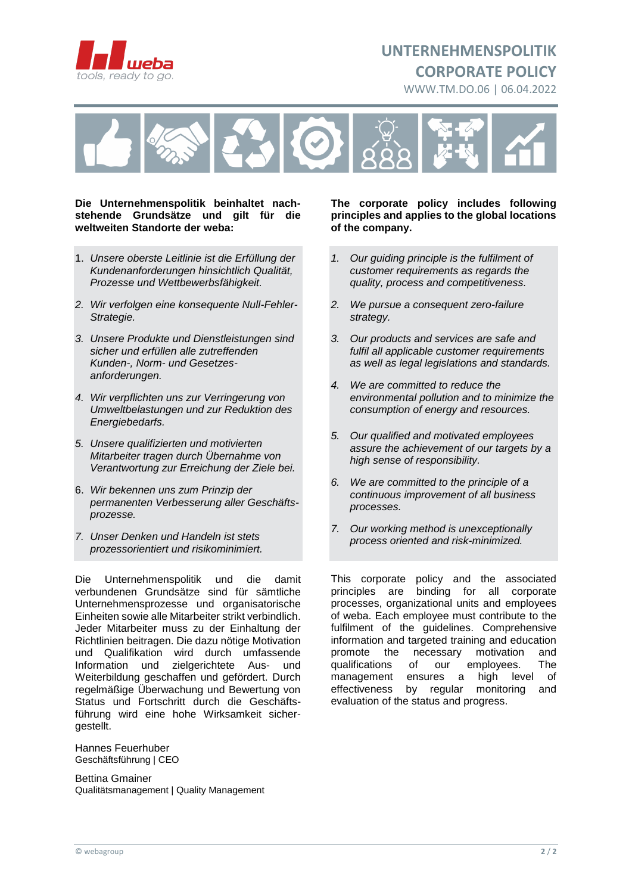# UNTERNEHMENSPOLITIK
# CORPORATE POLICY

WWW.TM.DO.06 | 06.04.2022

**Die Unternehmenspolitik beinhaltet nachstehende Grundsätze und gilt für die weltweiten Standorte der weba:**

1. *Unsere oberste Leitlinie ist die Erfüllung der Kundenanforderungen hinsichtlich Qualität, Prozesse und Wettbewerbsfähigkeit.*
2. *Wir verfolgen eine konsequente Null-Fehler-Strategie.*
3. *Unsere Produkte und Dienstleistungen sind sicher und erfüllen alle zutreffenden Kunden-, Norm- und Gesetzesanforderungen.*
4. *Wir verpflichten uns zur Verringerung von Umweltbelastungen und zur Reduktion des Energiebedarfs.*
5. *Unsere qualifizierten und motivierten Mitarbeiter tragen durch Übernahme von Verantwortung zur Erreichung der Ziele bei.*
6. *Wir bekennen uns zum Prinzip der permanenten Verbesserung aller Geschäftsprozesse.*
7. *Unser Denken und Handeln ist stets prozessorientiert und risikominimiert.*

Die Unternehmenspolitik und die damit verbundenen Grundsätze sind für sämtliche Unternehmensprozesse und organisatorische Einheiten sowie alle Mitarbeiter strikt verbindlich. Jeder Mitarbeiter muss zu der Einhaltung der Richtlinien beitragen. Die dazu nötige Motivation und Qualifikation wird durch umfassende Information und zielgerichtete Aus- und Weiterbildung geschaffen und gefördert. Durch regelmäßige Überwachung und Bewertung von Status und Fortschritt durch die Geschäftsführung wird eine hohe Wirksamkeit sichergestellt.

**The corporate policy includes following principles and applies to the global locations of the company.**

1. *Our guiding principle is the fulfilment of customer requirements as regards the quality, process and competitiveness.*
2. *We pursue a consequent zero-failure strategy.*
3. *Our products and services are safe and fulfil all applicable customer requirements as well as legal legislations and standards.*
4. *We are committed to reduce the environmental pollution and to minimize the consumption of energy and resources.*
5. *Our qualified and motivated employees assure the achievement of our targets by a high sense of responsibility.*
6. *We are committed to the principle of a continuous improvement of all business processes.*
7. *Our working method is unexceptionally process oriented and risk-minimized.*

This corporate policy and the associated principles are binding for all corporate processes, organizational units and employees of weba. Each employee must contribute to the fulfilment of the guidelines. Comprehensive information and targeted training and education promote the necessary motivation and qualifications of our employees. The management ensures a high level of effectiveness by regular monitoring and evaluation of the status and progress.

Hannes Feuerhuber
Geschäftsführung | CEO

Bettina Gmainer
Qualitätsmanagement | Quality Management